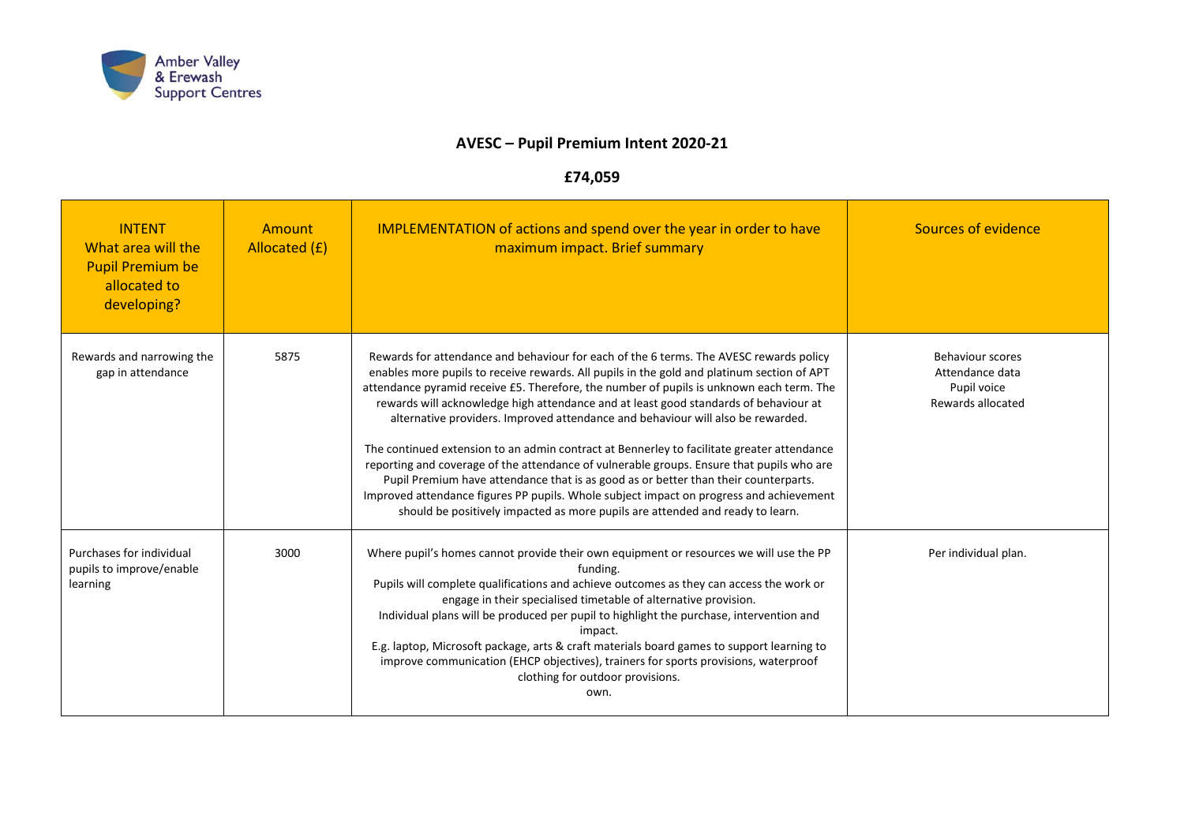Amber Valley & Erewash Support Centres

# AVESC – Pupil Premium Intent 2020-21

## £74,059

| INTENT What area will the Pupil Premium be allocated to developing? | Amount Allocated (£) | IMPLEMENTATION of actions and spend over the year in order to have maximum impact. Brief summary | Sources of evidence |
|---|---|---|---|
| Rewards and narrowing the gap in attendance | 5875 | Rewards for attendance and behaviour for each of the 6 terms. The AVESC rewards policy enables more pupils to receive rewards. All pupils in the gold and platinum section of APT attendance pyramid receive £5. Therefore, the number of pupils is unknown each term. The rewards will acknowledge high attendance and at least good standards of behaviour at alternative providers. Improved attendance and behaviour will also be rewarded.<br><br>The continued extension to an admin contract at Bennerley to facilitate greater attendance reporting and coverage of the attendance of vulnerable groups. Ensure that pupils who are Pupil Premium have attendance that is as good as or better than their counterparts. Improved attendance figures PP pupils. Whole subject impact on progress and achievement should be positively impacted as more pupils are attended and ready to learn. | Behaviour scores<br>Attendance data<br>Pupil voice<br>Rewards allocated |
| Purchases for individual pupils to improve/enable learning | 3000 | Where pupil's homes cannot provide their own equipment or resources we will use the PP funding.<br>Pupils will complete qualifications and achieve outcomes as they can access the work or engage in their specialised timetable of alternative provision.<br>Individual plans will be produced per pupil to highlight the purchase, intervention and impact.<br>E.g. laptop, Microsoft package, arts & craft materials board games to support learning to improve communication (EHCP objectives), trainers for sports provisions, waterproof clothing for outdoor provisions.<br>own. | Per individual plan. |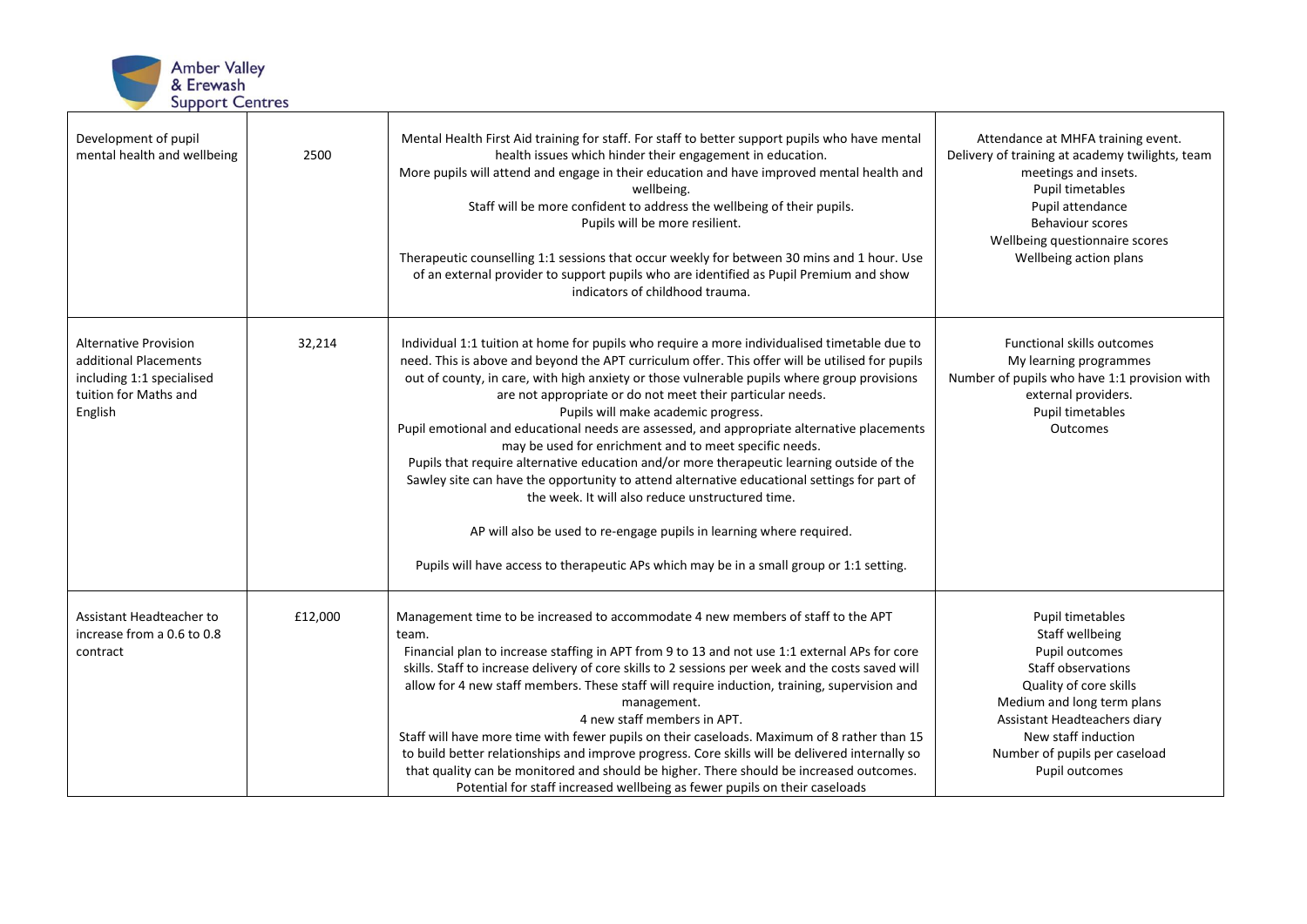| Development of pupil mental health and wellbeing | 2500 | Mental Health First Aid training for staff. For staff to better support pupils who have mental health issues which hinder their engagement in education.<br>More pupils will attend and engage in their education and have improved mental health and wellbeing.<br>Staff will be more confident to address the wellbeing of their pupils.<br>Pupils will be more resilient.<br><br>Therapeutic counselling 1:1 sessions that occur weekly for between 30 mins and 1 hour. Use of an external provider to support pupils who are identified as Pupil Premium and show indicators of childhood trauma. | Attendance at MHFA training event.<br>Delivery of training at academy twilights, team meetings and insets.<br>Pupil timetables<br>Pupil attendance<br>Behaviour scores<br>Wellbeing questionnaire scores<br>Wellbeing action plans |
|---|---|---|---|
| Alternative Provision additional Placements including 1:1 specialised tuition for Maths and English | 32,214 | Individual 1:1 tuition at home for pupils who require a more individualised timetable due to need. This is above and beyond the APT curriculum offer. This offer will be utilised for pupils out of county, in care, with high anxiety or those vulnerable pupils where group provisions are not appropriate or do not meet their particular needs.<br>Pupils will make academic progress.<br>Pupil emotional and educational needs are assessed, and appropriate alternative placements may be used for enrichment and to meet specific needs.<br>Pupils that require alternative education and/or more therapeutic learning outside of the Sawley site can have the opportunity to attend alternative educational settings for part of the week. It will also reduce unstructured time.<br><br>AP will also be used to re-engage pupils in learning where required.<br><br>Pupils will have access to therapeutic APs which may be in a small group or 1:1 setting. | Functional skills outcomes<br>My learning programmes<br>Number of pupils who have 1:1 provision with external providers.<br>Pupil timetables<br>Outcomes |
| Assistant Headteacher to increase from a 0.6 to 0.8 contract | £12,000 | Management time to be increased to accommodate 4 new members of staff to the APT team.<br>Financial plan to increase staffing in APT from 9 to 13 and not use 1:1 external APs for core skills. Staff to increase delivery of core skills to 2 sessions per week and the costs saved will allow for 4 new staff members. These staff will require induction, training, supervision and management.<br>4 new staff members in APT.<br>Staff will have more time with fewer pupils on their caseloads. Maximum of 8 rather than 15 to build better relationships and improve progress. Core skills will be delivered internally so that quality can be monitored and should be higher. There should be increased outcomes.<br>Potential for staff increased wellbeing as fewer pupils on their caseloads | Pupil timetables<br>Staff wellbeing<br>Pupil outcomes<br>Staff observations<br>Quality of core skills<br>Medium and long term plans<br>Assistant Headteachers diary<br>New staff induction<br>Number of pupils per caseload<br>Pupil outcomes |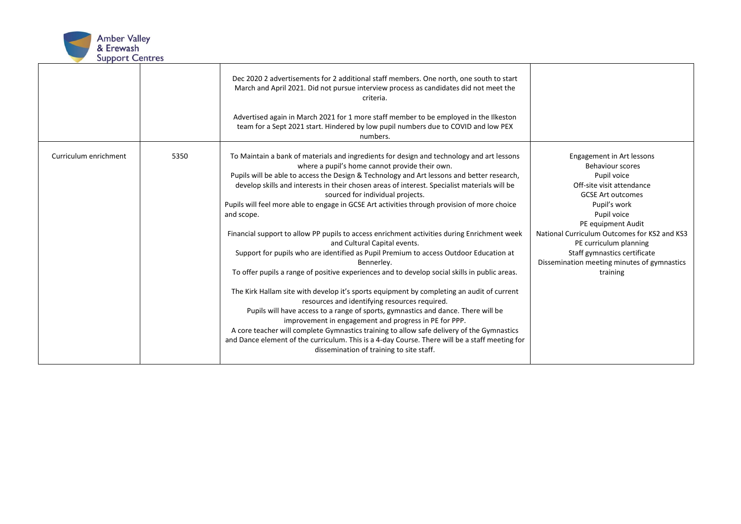| | | | |
|---|---|---|---|
| | | Dec 2020 2 advertisements for 2 additional staff members. One north, one south to start March and April 2021. Did not pursue interview process as candidates did not meet the criteria.<br><br>Advertised again in March 2021 for 1 more staff member to be employed in the Ilkeston team for a Sept 2021 start. Hindered by low pupil numbers due to COVID and low PEX numbers. | |
| Curriculum enrichment | 5350 | To Maintain a bank of materials and ingredients for design and technology and art lessons where a pupil's home cannot provide their own.<br>Pupils will be able to access the Design & Technology and Art lessons and better research, develop skills and interests in their chosen areas of interest. Specialist materials will be sourced for individual projects.<br>Pupils will feel more able to engage in GCSE Art activities through provision of more choice and scope.<br><br>Financial support to allow PP pupils to access enrichment activities during Enrichment week and Cultural Capital events.<br>Support for pupils who are identified as Pupil Premium to access Outdoor Education at Bennerley.<br>To offer pupils a range of positive experiences and to develop social skills in public areas.<br><br>The Kirk Hallam site with develop it's sports equipment by completing an audit of current resources and identifying resources required.<br>Pupils will have access to a range of sports, gymnastics and dance. There will be improvement in engagement and progress in PE for PPP.<br>A core teacher will complete Gymnastics training to allow safe delivery of the Gymnastics and Dance element of the curriculum. This is a 4-day Course. There will be a staff meeting for dissemination of training to site staff. | Engagement in Art lessons<br>Behaviour scores<br>Pupil voice<br>Off-site visit attendance<br>GCSE Art outcomes<br>Pupil's work<br>Pupil voice<br>PE equipment Audit<br>National Curriculum Outcomes for KS2 and KS3<br>PE curriculum planning<br>Staff gymnastics certificate<br>Dissemination meeting minutes of gymnastics training |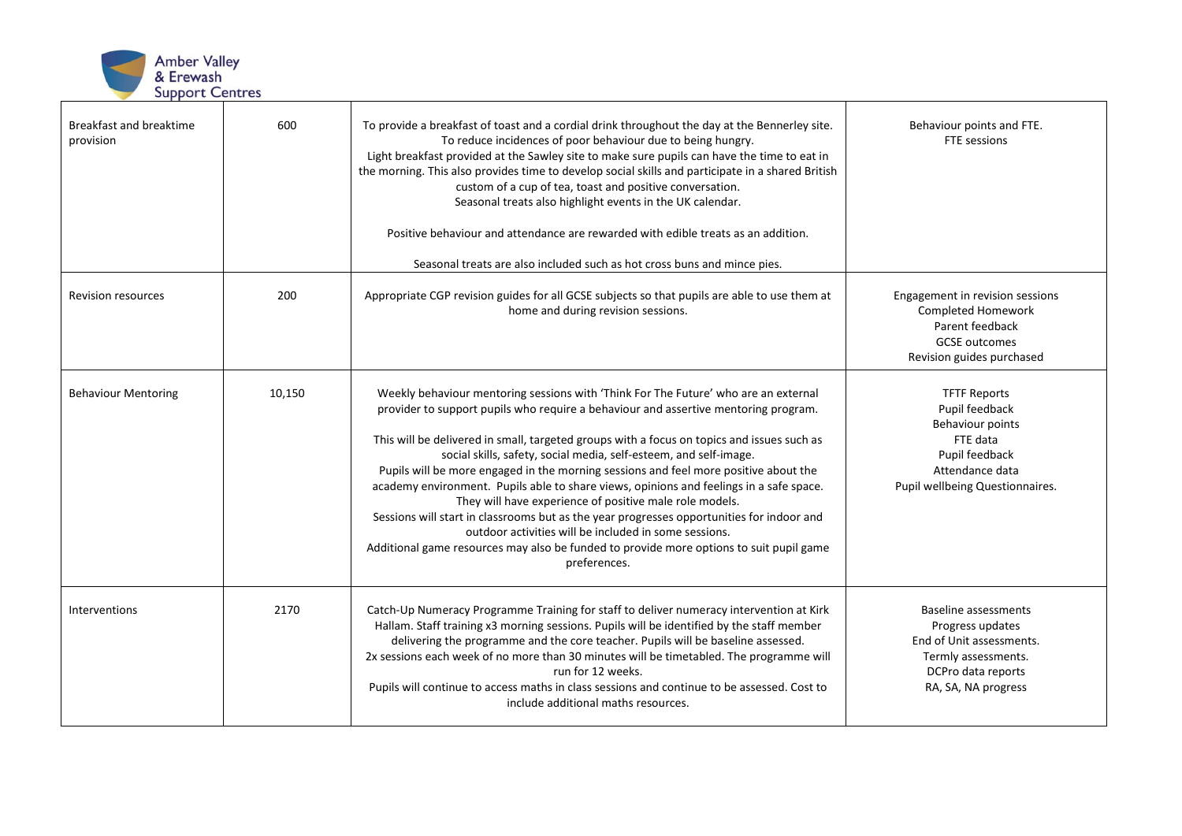| Breakfast and breaktime provision | 600 | To provide a breakfast of toast and a cordial drink throughout the day at the Bennerley site. To reduce incidences of poor behaviour due to being hungry. Light breakfast provided at the Sawley site to make sure pupils can have the time to eat in the morning. This also provides time to develop social skills and participate in a shared British custom of a cup of tea, toast and positive conversation. Seasonal treats also highlight events in the UK calendar.<br><br>Positive behaviour and attendance are rewarded with edible treats as an addition.<br><br>Seasonal treats are also included such as hot cross buns and mince pies. | Behaviour points and FTE.<br>FTE sessions |
|---|---|---|---|
| Revision resources | 200 | Appropriate CGP revision guides for all GCSE subjects so that pupils are able to use them at home and during revision sessions. | Engagement in revision sessions<br>Completed Homework<br>Parent feedback<br>GCSE outcomes<br>Revision guides purchased |
| Behaviour Mentoring | 10,150 | Weekly behaviour mentoring sessions with 'Think For The Future' who are an external provider to support pupils who require a behaviour and assertive mentoring program.<br><br>This will be delivered in small, targeted groups with a focus on topics and issues such as social skills, safety, social media, self-esteem, and self-image.<br>Pupils will be more engaged in the morning sessions and feel more positive about the academy environment. Pupils able to share views, opinions and feelings in a safe space. They will have experience of positive male role models.<br>Sessions will start in classrooms but as the year progresses opportunities for indoor and outdoor activities will be included in some sessions.<br>Additional game resources may also be funded to provide more options to suit pupil game preferences. | TFTF Reports<br>Pupil feedback<br>Behaviour points<br>FTE data<br>Pupil feedback<br>Attendance data<br>Pupil wellbeing Questionnaires. |
| Interventions | 2170 | Catch-Up Numeracy Programme Training for staff to deliver numeracy intervention at Kirk Hallam. Staff training x3 morning sessions. Pupils will be identified by the staff member delivering the programme and the core teacher. Pupils will be baseline assessed.<br>2x sessions each week of no more than 30 minutes will be timetabled. The programme will run for 12 weeks.<br>Pupils will continue to access maths in class sessions and continue to be assessed. Cost to include additional maths resources. | Baseline assessments<br>Progress updates<br>End of Unit assessments.<br>Termly assessments.<br>DCPro data reports<br>RA, SA, NA progress |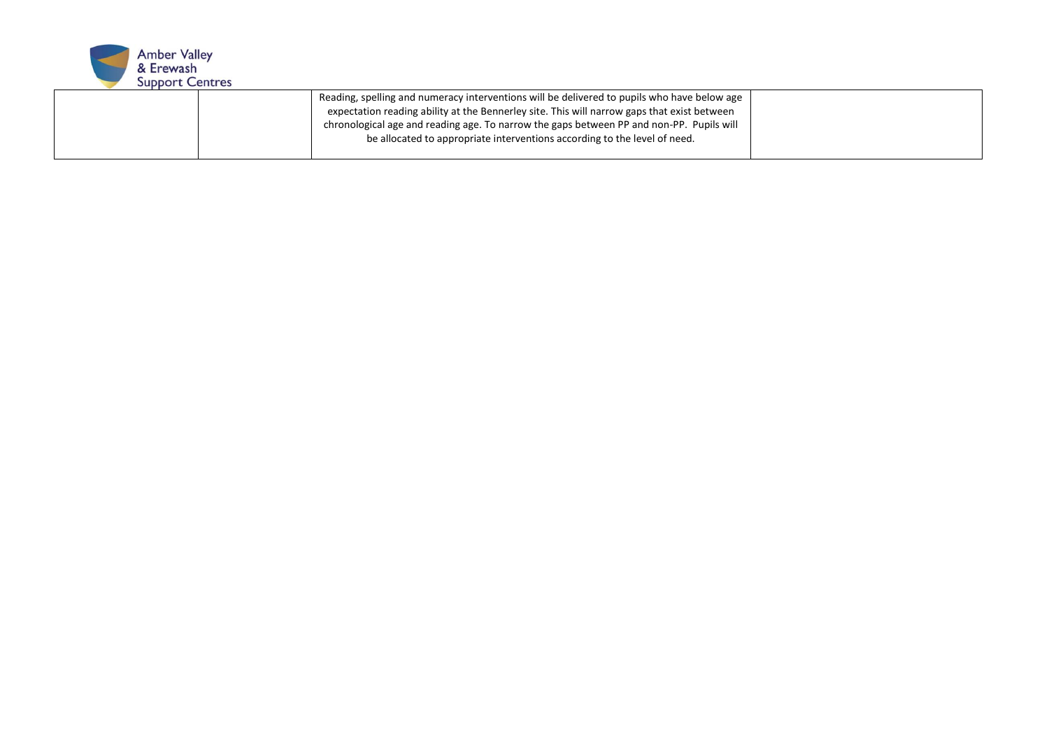| | | | |
|---|---|---|---|
| | | Reading, spelling and numeracy interventions will be delivered to pupils who have below age expectation reading ability at the Bennerley site. This will narrow gaps that exist between chronological age and reading age. To narrow the gaps between PP and non-PP. Pupils will be allocated to appropriate interventions according to the level of need. | |